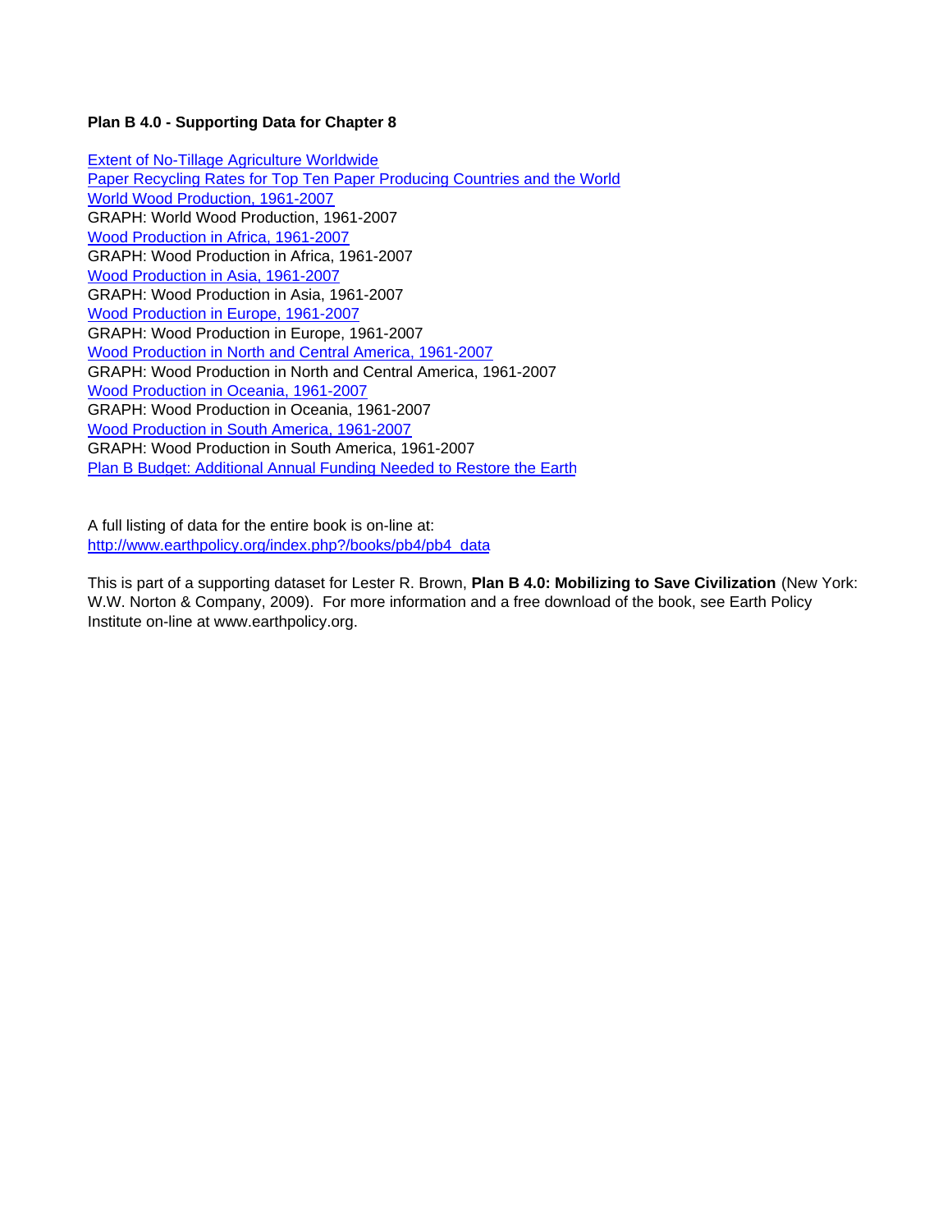**Plan B 4.0 - Supporting Data for Chapter 8**

Extent of No-Tillage Agriculture Worldwide
Paper Recycling Rates for Top Ten Paper Producing Countries and the World
World Wood Production, 1961-2007
GRAPH: World Wood Production, 1961-2007
Wood Production in Africa, 1961-2007
GRAPH: Wood Production in Africa, 1961-2007
Wood Production in Asia, 1961-2007
GRAPH: Wood Production in Asia, 1961-2007
Wood Production in Europe, 1961-2007
GRAPH: Wood Production in Europe, 1961-2007
Wood Production in North and Central America, 1961-2007
GRAPH: Wood Production in North and Central America, 1961-2007
Wood Production in Oceania, 1961-2007
GRAPH: Wood Production in Oceania, 1961-2007
Wood Production in South America, 1961-2007
GRAPH: Wood Production in South America, 1961-2007
Plan B Budget: Additional Annual Funding Needed to Restore the Earth

A full listing of data for the entire book is on-line at:
http://www.earthpolicy.org/index.php?/books/pb4/pb4_data

This is part of a supporting dataset for Lester R. Brown, **Plan B 4.0: Mobilizing to Save Civilization** (New York: W.W. Norton & Company, 2009). For more information and a free download of the book, see Earth Policy Institute on-line at www.earthpolicy.org.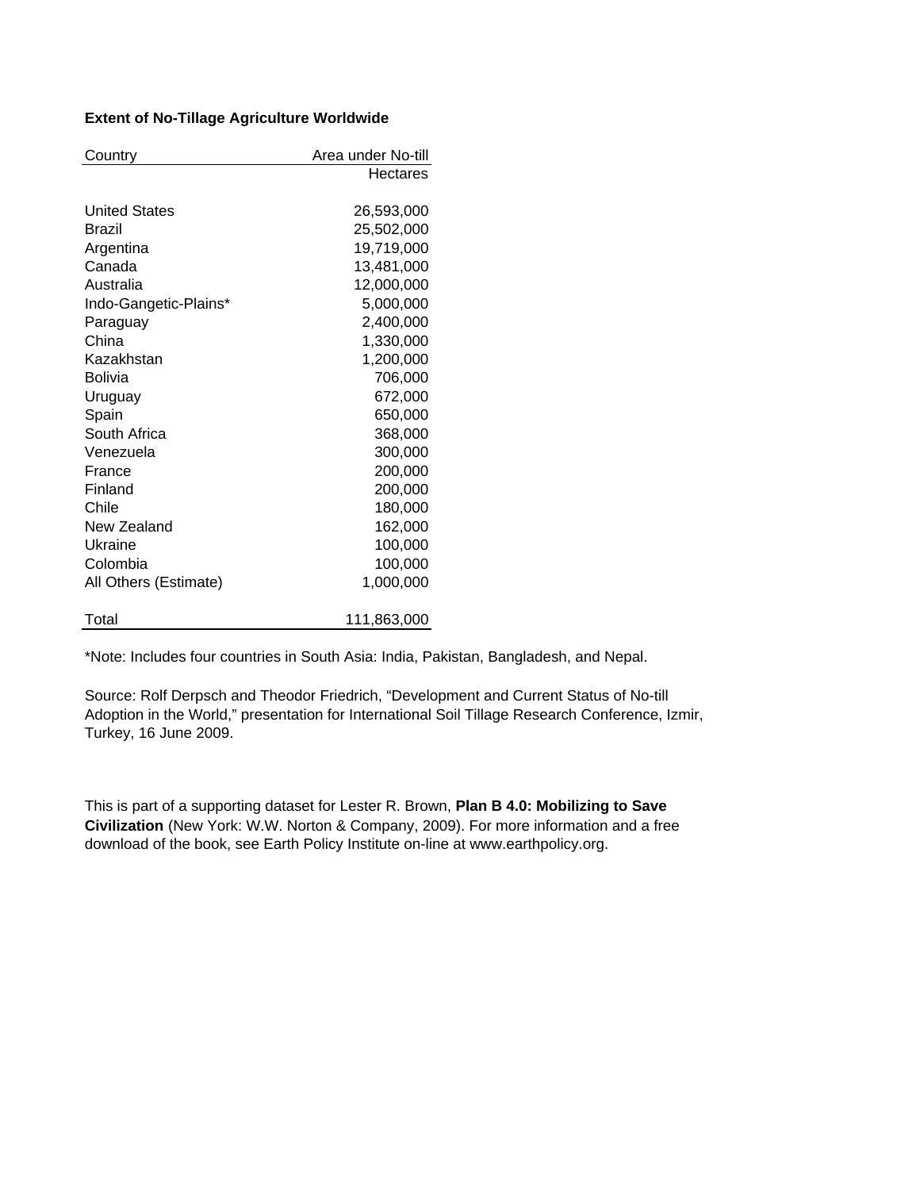**Extent of No-Tillage Agriculture Worldwide**

| Country | Area under No-till |
| --- | ---: |
| | Hectares |
| United States | 26,593,000 |
| Brazil | 25,502,000 |
| Argentina | 19,719,000 |
| Canada | 13,481,000 |
| Australia | 12,000,000 |
| Indo-Gangetic-Plains* | 5,000,000 |
| Paraguay | 2,400,000 |
| China | 1,330,000 |
| Kazakhstan | 1,200,000 |
| Bolivia | 706,000 |
| Uruguay | 672,000 |
| Spain | 650,000 |
| South Africa | 368,000 |
| Venezuela | 300,000 |
| France | 200,000 |
| Finland | 200,000 |
| Chile | 180,000 |
| New Zealand | 162,000 |
| Ukraine | 100,000 |
| Colombia | 100,000 |
| All Others (Estimate) | 1,000,000 |
| Total | 111,863,000 |

*Note: Includes four countries in South Asia: India, Pakistan, Bangladesh, and Nepal.

Source: Rolf Derpsch and Theodor Friedrich, “Development and Current Status of No-till Adoption in the World,” presentation for International Soil Tillage Research Conference, Izmir, Turkey, 16 June 2009.

This is part of a supporting dataset for Lester R. Brown, **Plan B 4.0: Mobilizing to Save Civilization** (New York: W.W. Norton & Company, 2009). For more information and a free download of the book, see Earth Policy Institute on-line at www.earthpolicy.org.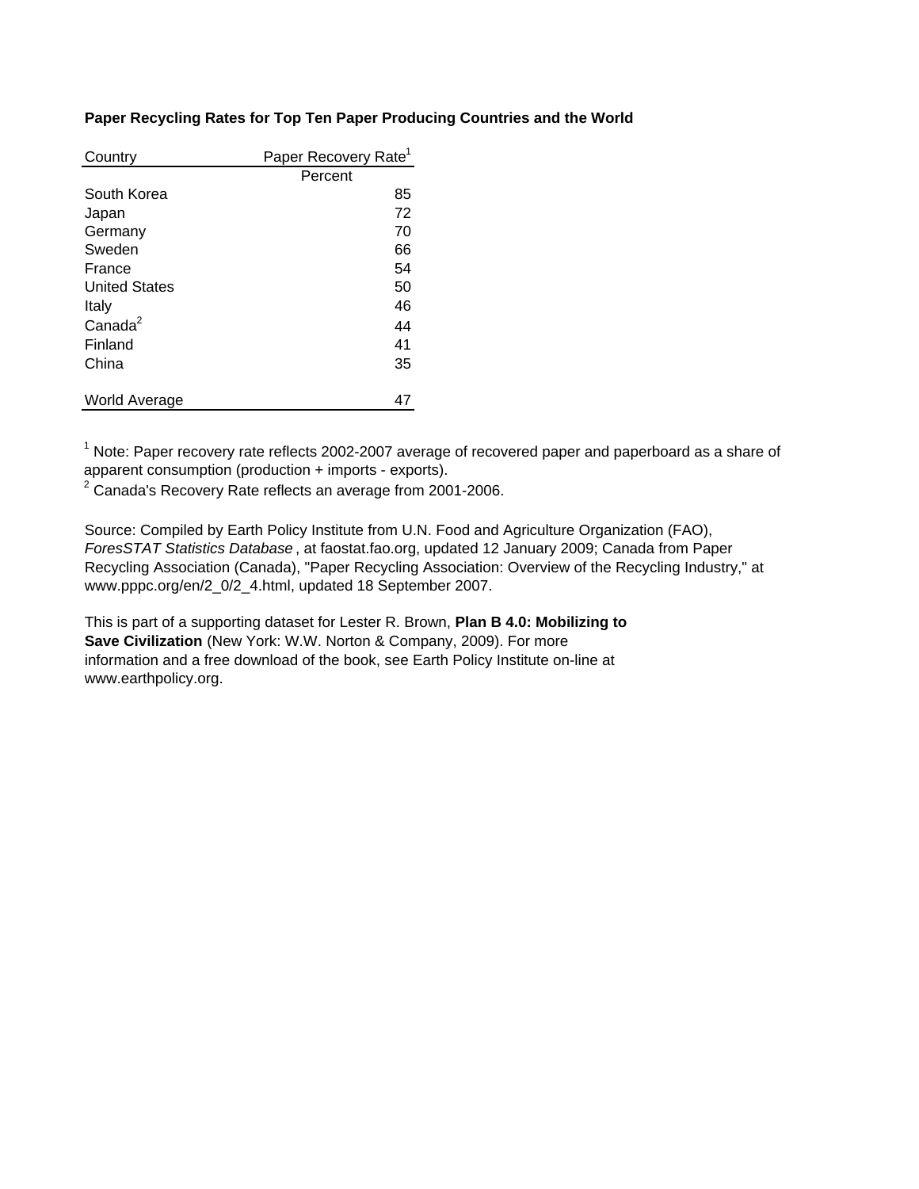**Paper Recycling Rates for Top Ten Paper Producing Countries and the World**

| Country | Paper Recovery Rate[1] |
|---|---|
| | Percent |
| South Korea | 85 |
| Japan | 72 |
| Germany | 70 |
| Sweden | 66 |
| France | 54 |
| United States | 50 |
| Italy | 46 |
| Canada[2] | 44 |
| Finland | 41 |
| China | 35 |
| | |
| World Average | 47 |

[1] Note: Paper recovery rate reflects 2002-2007 average of recovered paper and paperboard as a share of apparent consumption (production + imports - exports).
[2] Canada's Recovery Rate reflects an average from 2001-2006.

Source: Compiled by Earth Policy Institute from U.N. Food and Agriculture Organization (FAO), *ForesSTAT Statistics Database* , at faostat.fao.org, updated 12 January 2009; Canada from Paper Recycling Association (Canada), "Paper Recycling Association: Overview of the Recycling Industry," at www.pppc.org/en/2_0/2_4.html, updated 18 September 2007.

This is part of a supporting dataset for Lester R. Brown, **Plan B 4.0: Mobilizing to Save Civilization** (New York: W.W. Norton & Company, 2009). For more information and a free download of the book, see Earth Policy Institute on-line at www.earthpolicy.org.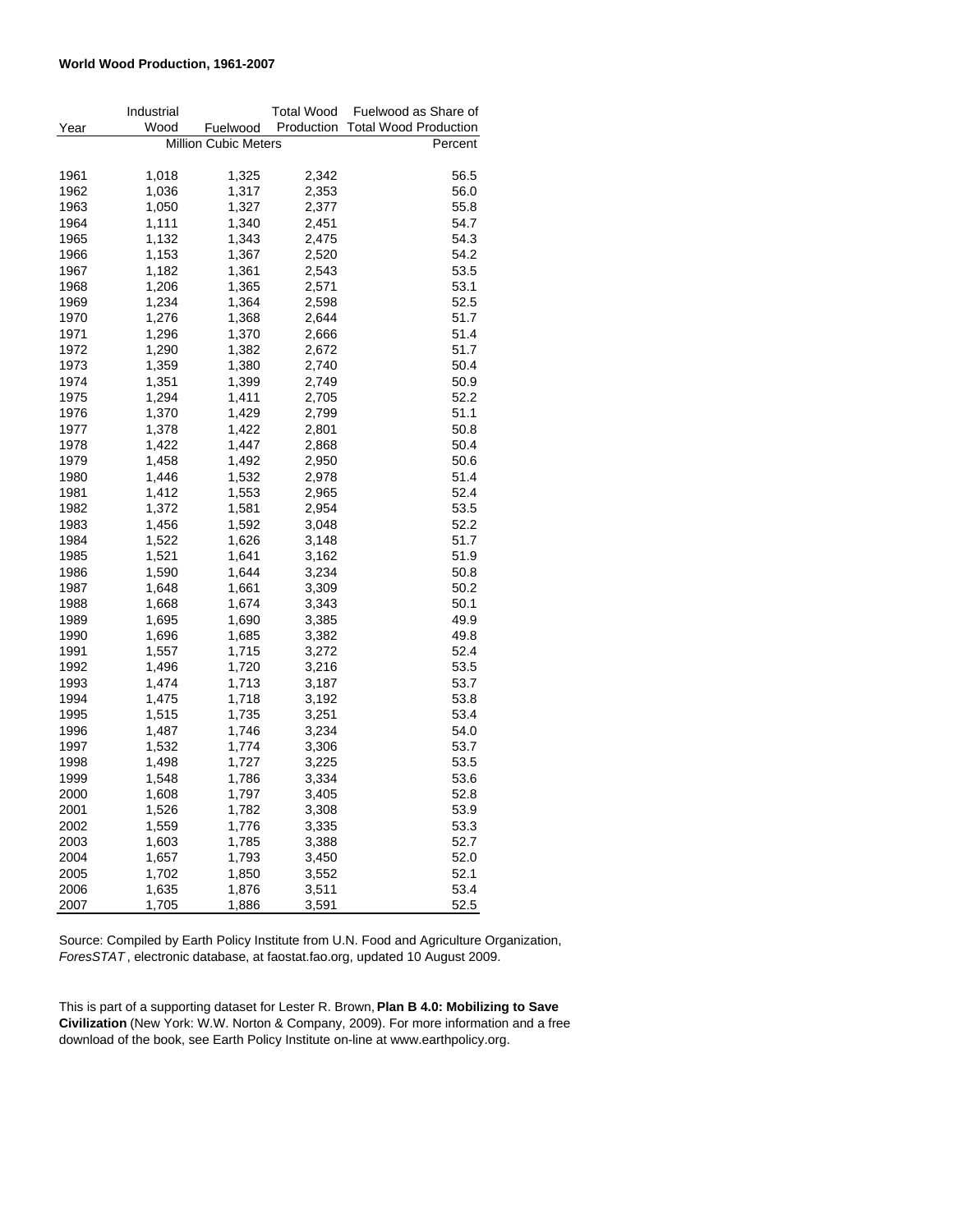**World Wood Production, 1961-2007**

| Year | Industrial Wood | Fuelwood | Total Wood Production | Fuelwood as Share of Total Wood Production |
|---|---|---|---|---|
| | Million Cubic Meters | | | Percent |
| 1961 | 1,018 | 1,325 | 2,342 | 56.5 |
| 1962 | 1,036 | 1,317 | 2,353 | 56.0 |
| 1963 | 1,050 | 1,327 | 2,377 | 55.8 |
| 1964 | 1,111 | 1,340 | 2,451 | 54.7 |
| 1965 | 1,132 | 1,343 | 2,475 | 54.3 |
| 1966 | 1,153 | 1,367 | 2,520 | 54.2 |
| 1967 | 1,182 | 1,361 | 2,543 | 53.5 |
| 1968 | 1,206 | 1,365 | 2,571 | 53.1 |
| 1969 | 1,234 | 1,364 | 2,598 | 52.5 |
| 1970 | 1,276 | 1,368 | 2,644 | 51.7 |
| 1971 | 1,296 | 1,370 | 2,666 | 51.4 |
| 1972 | 1,290 | 1,382 | 2,672 | 51.7 |
| 1973 | 1,359 | 1,380 | 2,740 | 50.4 |
| 1974 | 1,351 | 1,399 | 2,749 | 50.9 |
| 1975 | 1,294 | 1,411 | 2,705 | 52.2 |
| 1976 | 1,370 | 1,429 | 2,799 | 51.1 |
| 1977 | 1,378 | 1,422 | 2,801 | 50.8 |
| 1978 | 1,422 | 1,447 | 2,868 | 50.4 |
| 1979 | 1,458 | 1,492 | 2,950 | 50.6 |
| 1980 | 1,446 | 1,532 | 2,978 | 51.4 |
| 1981 | 1,412 | 1,553 | 2,965 | 52.4 |
| 1982 | 1,372 | 1,581 | 2,954 | 53.5 |
| 1983 | 1,456 | 1,592 | 3,048 | 52.2 |
| 1984 | 1,522 | 1,626 | 3,148 | 51.7 |
| 1985 | 1,521 | 1,641 | 3,162 | 51.9 |
| 1986 | 1,590 | 1,644 | 3,234 | 50.8 |
| 1987 | 1,648 | 1,661 | 3,309 | 50.2 |
| 1988 | 1,668 | 1,674 | 3,343 | 50.1 |
| 1989 | 1,695 | 1,690 | 3,385 | 49.9 |
| 1990 | 1,696 | 1,685 | 3,382 | 49.8 |
| 1991 | 1,557 | 1,715 | 3,272 | 52.4 |
| 1992 | 1,496 | 1,720 | 3,216 | 53.5 |
| 1993 | 1,474 | 1,713 | 3,187 | 53.7 |
| 1994 | 1,475 | 1,718 | 3,192 | 53.8 |
| 1995 | 1,515 | 1,735 | 3,251 | 53.4 |
| 1996 | 1,487 | 1,746 | 3,234 | 54.0 |
| 1997 | 1,532 | 1,774 | 3,306 | 53.7 |
| 1998 | 1,498 | 1,727 | 3,225 | 53.5 |
| 1999 | 1,548 | 1,786 | 3,334 | 53.6 |
| 2000 | 1,608 | 1,797 | 3,405 | 52.8 |
| 2001 | 1,526 | 1,782 | 3,308 | 53.9 |
| 2002 | 1,559 | 1,776 | 3,335 | 53.3 |
| 2003 | 1,603 | 1,785 | 3,388 | 52.7 |
| 2004 | 1,657 | 1,793 | 3,450 | 52.0 |
| 2005 | 1,702 | 1,850 | 3,552 | 52.1 |
| 2006 | 1,635 | 1,876 | 3,511 | 53.4 |
| 2007 | 1,705 | 1,886 | 3,591 | 52.5 |

Source: Compiled by Earth Policy Institute from U.N. Food and Agriculture Organization, *ForesSTAT*, electronic database, at faostat.fao.org, updated 10 August 2009.

This is part of a supporting dataset for Lester R. Brown, **Plan B 4.0: Mobilizing to Save Civilization** (New York: W.W. Norton & Company, 2009). For more information and a free download of the book, see Earth Policy Institute on-line at www.earthpolicy.org.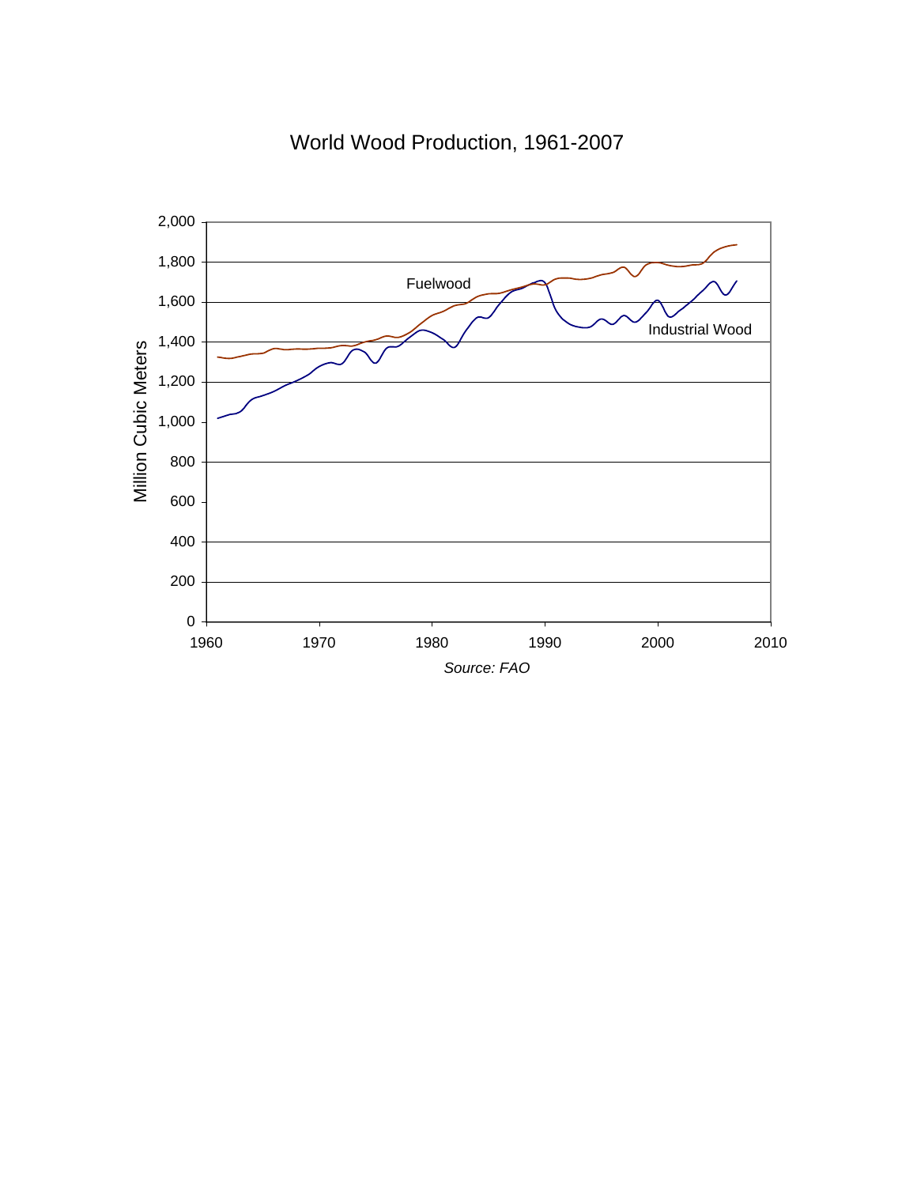World Wood Production, 1961-2007

Source: FAO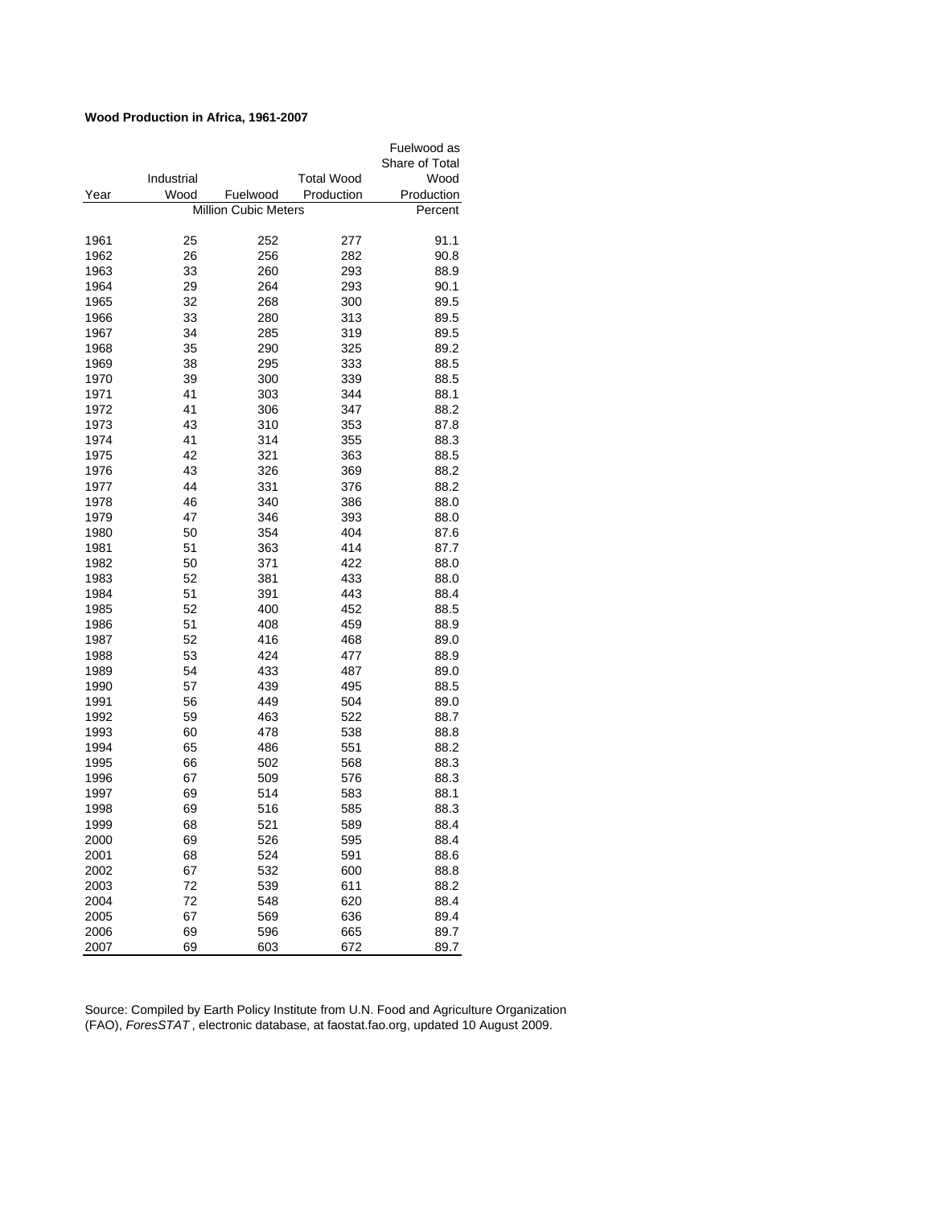**Wood Production in Africa, 1961-2007**

| Year | Industrial Wood | Fuelwood | Total Wood Production | Fuelwood as Share of Total Wood Production |
|---|---|---|---|---|
| | Million Cubic Meters | | | Percent |
| 1961 | 25 | 252 | 277 | 91.1 |
| 1962 | 26 | 256 | 282 | 90.8 |
| 1963 | 33 | 260 | 293 | 88.9 |
| 1964 | 29 | 264 | 293 | 90.1 |
| 1965 | 32 | 268 | 300 | 89.5 |
| 1966 | 33 | 280 | 313 | 89.5 |
| 1967 | 34 | 285 | 319 | 89.5 |
| 1968 | 35 | 290 | 325 | 89.2 |
| 1969 | 38 | 295 | 333 | 88.5 |
| 1970 | 39 | 300 | 339 | 88.5 |
| 1971 | 41 | 303 | 344 | 88.1 |
| 1972 | 41 | 306 | 347 | 88.2 |
| 1973 | 43 | 310 | 353 | 87.8 |
| 1974 | 41 | 314 | 355 | 88.3 |
| 1975 | 42 | 321 | 363 | 88.5 |
| 1976 | 43 | 326 | 369 | 88.2 |
| 1977 | 44 | 331 | 376 | 88.2 |
| 1978 | 46 | 340 | 386 | 88.0 |
| 1979 | 47 | 346 | 393 | 88.0 |
| 1980 | 50 | 354 | 404 | 87.6 |
| 1981 | 51 | 363 | 414 | 87.7 |
| 1982 | 50 | 371 | 422 | 88.0 |
| 1983 | 52 | 381 | 433 | 88.0 |
| 1984 | 51 | 391 | 443 | 88.4 |
| 1985 | 52 | 400 | 452 | 88.5 |
| 1986 | 51 | 408 | 459 | 88.9 |
| 1987 | 52 | 416 | 468 | 89.0 |
| 1988 | 53 | 424 | 477 | 88.9 |
| 1989 | 54 | 433 | 487 | 89.0 |
| 1990 | 57 | 439 | 495 | 88.5 |
| 1991 | 56 | 449 | 504 | 89.0 |
| 1992 | 59 | 463 | 522 | 88.7 |
| 1993 | 60 | 478 | 538 | 88.8 |
| 1994 | 65 | 486 | 551 | 88.2 |
| 1995 | 66 | 502 | 568 | 88.3 |
| 1996 | 67 | 509 | 576 | 88.3 |
| 1997 | 69 | 514 | 583 | 88.1 |
| 1998 | 69 | 516 | 585 | 88.3 |
| 1999 | 68 | 521 | 589 | 88.4 |
| 2000 | 69 | 526 | 595 | 88.4 |
| 2001 | 68 | 524 | 591 | 88.6 |
| 2002 | 67 | 532 | 600 | 88.8 |
| 2003 | 72 | 539 | 611 | 88.2 |
| 2004 | 72 | 548 | 620 | 88.4 |
| 2005 | 67 | 569 | 636 | 89.4 |
| 2006 | 69 | 596 | 665 | 89.7 |
| 2007 | 69 | 603 | 672 | 89.7 |

Source: Compiled by Earth Policy Institute from U.N. Food and Agriculture Organization (FAO), *ForesSTAT* , electronic database, at faostat.fao.org, updated 10 August 2009.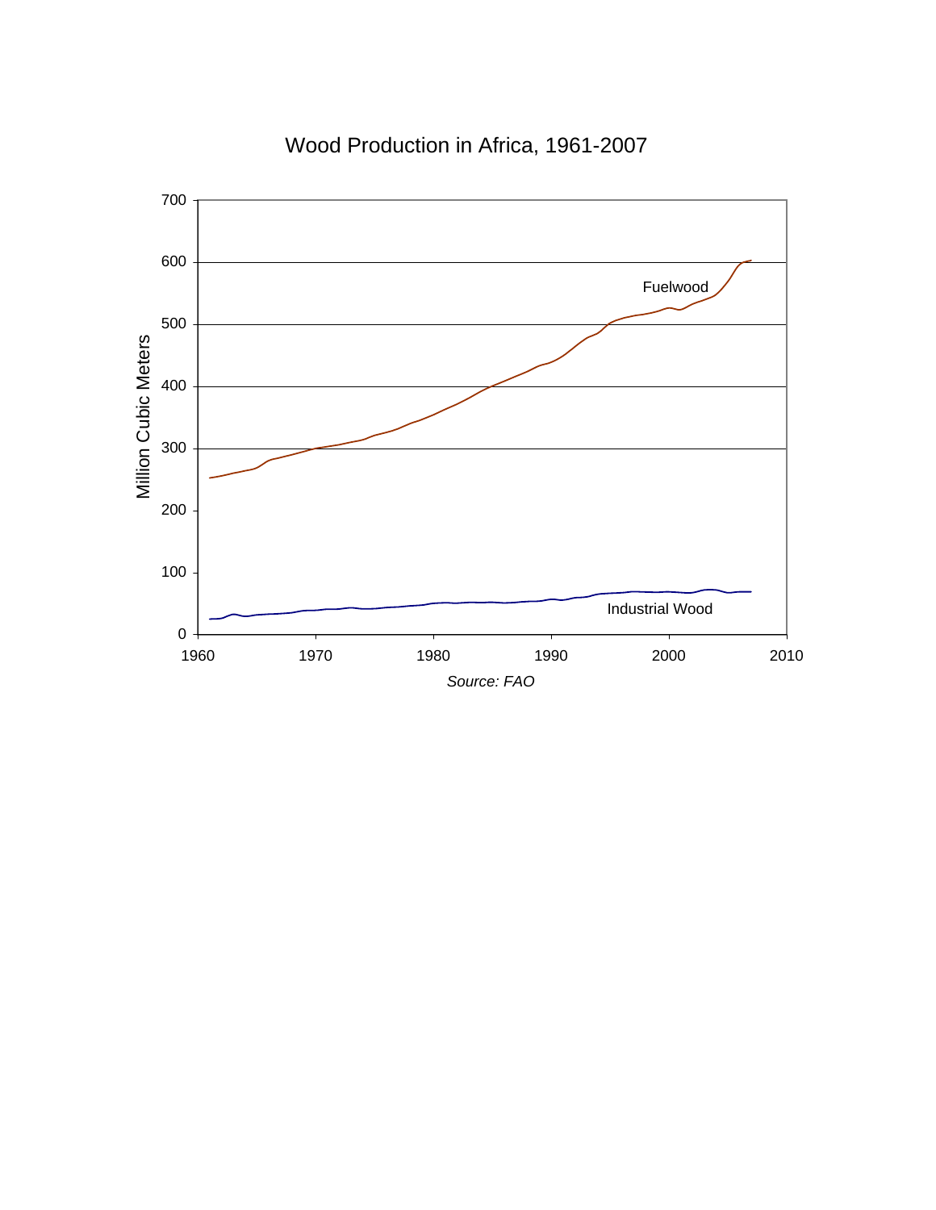Wood Production in Africa, 1961-2007

Million Cubic Meters

Fuelwood

Industrial Wood

*Source: FAO*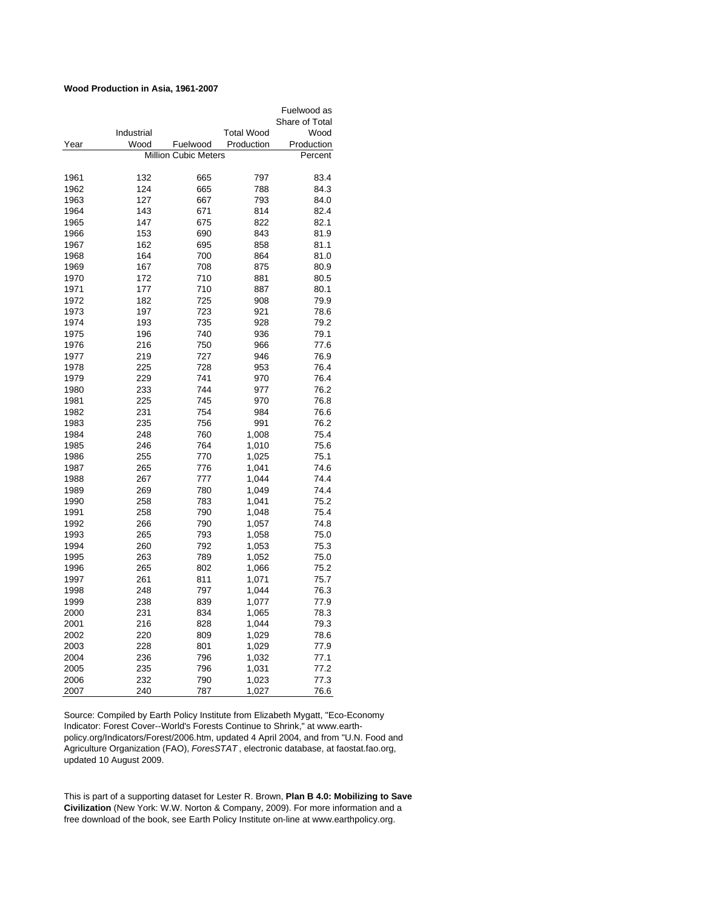**Wood Production in Asia, 1961-2007**

| Year | Industrial Wood | Fuelwood | Total Wood Production | Fuelwood as Share of Total Wood Production |
|---|---|---|---|---|
| | Million Cubic Meters | | | Percent |
| 1961 | 132 | 665 | 797 | 83.4 |
| 1962 | 124 | 665 | 788 | 84.3 |
| 1963 | 127 | 667 | 793 | 84.0 |
| 1964 | 143 | 671 | 814 | 82.4 |
| 1965 | 147 | 675 | 822 | 82.1 |
| 1966 | 153 | 690 | 843 | 81.9 |
| 1967 | 162 | 695 | 858 | 81.1 |
| 1968 | 164 | 700 | 864 | 81.0 |
| 1969 | 167 | 708 | 875 | 80.9 |
| 1970 | 172 | 710 | 881 | 80.5 |
| 1971 | 177 | 710 | 887 | 80.1 |
| 1972 | 182 | 725 | 908 | 79.9 |
| 1973 | 197 | 723 | 921 | 78.6 |
| 1974 | 193 | 735 | 928 | 79.2 |
| 1975 | 196 | 740 | 936 | 79.1 |
| 1976 | 216 | 750 | 966 | 77.6 |
| 1977 | 219 | 727 | 946 | 76.9 |
| 1978 | 225 | 728 | 953 | 76.4 |
| 1979 | 229 | 741 | 970 | 76.4 |
| 1980 | 233 | 744 | 977 | 76.2 |
| 1981 | 225 | 745 | 970 | 76.8 |
| 1982 | 231 | 754 | 984 | 76.6 |
| 1983 | 235 | 756 | 991 | 76.2 |
| 1984 | 248 | 760 | 1,008 | 75.4 |
| 1985 | 246 | 764 | 1,010 | 75.6 |
| 1986 | 255 | 770 | 1,025 | 75.1 |
| 1987 | 265 | 776 | 1,041 | 74.6 |
| 1988 | 267 | 777 | 1,044 | 74.4 |
| 1989 | 269 | 780 | 1,049 | 74.4 |
| 1990 | 258 | 783 | 1,041 | 75.2 |
| 1991 | 258 | 790 | 1,048 | 75.4 |
| 1992 | 266 | 790 | 1,057 | 74.8 |
| 1993 | 265 | 793 | 1,058 | 75.0 |
| 1994 | 260 | 792 | 1,053 | 75.3 |
| 1995 | 263 | 789 | 1,052 | 75.0 |
| 1996 | 265 | 802 | 1,066 | 75.2 |
| 1997 | 261 | 811 | 1,071 | 75.7 |
| 1998 | 248 | 797 | 1,044 | 76.3 |
| 1999 | 238 | 839 | 1,077 | 77.9 |
| 2000 | 231 | 834 | 1,065 | 78.3 |
| 2001 | 216 | 828 | 1,044 | 79.3 |
| 2002 | 220 | 809 | 1,029 | 78.6 |
| 2003 | 228 | 801 | 1,029 | 77.9 |
| 2004 | 236 | 796 | 1,032 | 77.1 |
| 2005 | 235 | 796 | 1,031 | 77.2 |
| 2006 | 232 | 790 | 1,023 | 77.3 |
| 2007 | 240 | 787 | 1,027 | 76.6 |

Source: Compiled by Earth Policy Institute from Elizabeth Mygatt, "Eco-Economy Indicator: Forest Cover--World's Forests Continue to Shrink," at www.earth-policy.org/Indicators/Forest/2006.htm, updated 4 April 2004, and from "U.N. Food and Agriculture Organization (FAO), *ForesSTAT*, electronic database, at faostat.fao.org, updated 10 August 2009.

This is part of a supporting dataset for Lester R. Brown, **Plan B 4.0: Mobilizing to Save Civilization** (New York: W.W. Norton & Company, 2009). For more information and a free download of the book, see Earth Policy Institute on-line at www.earthpolicy.org.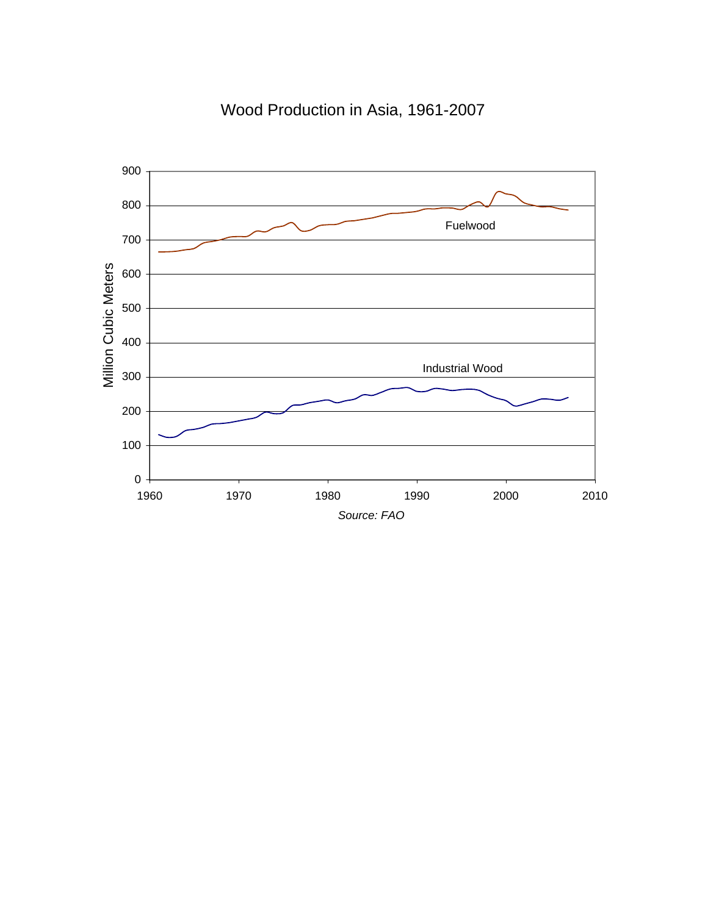Wood Production in Asia, 1961-2007

Source: FAO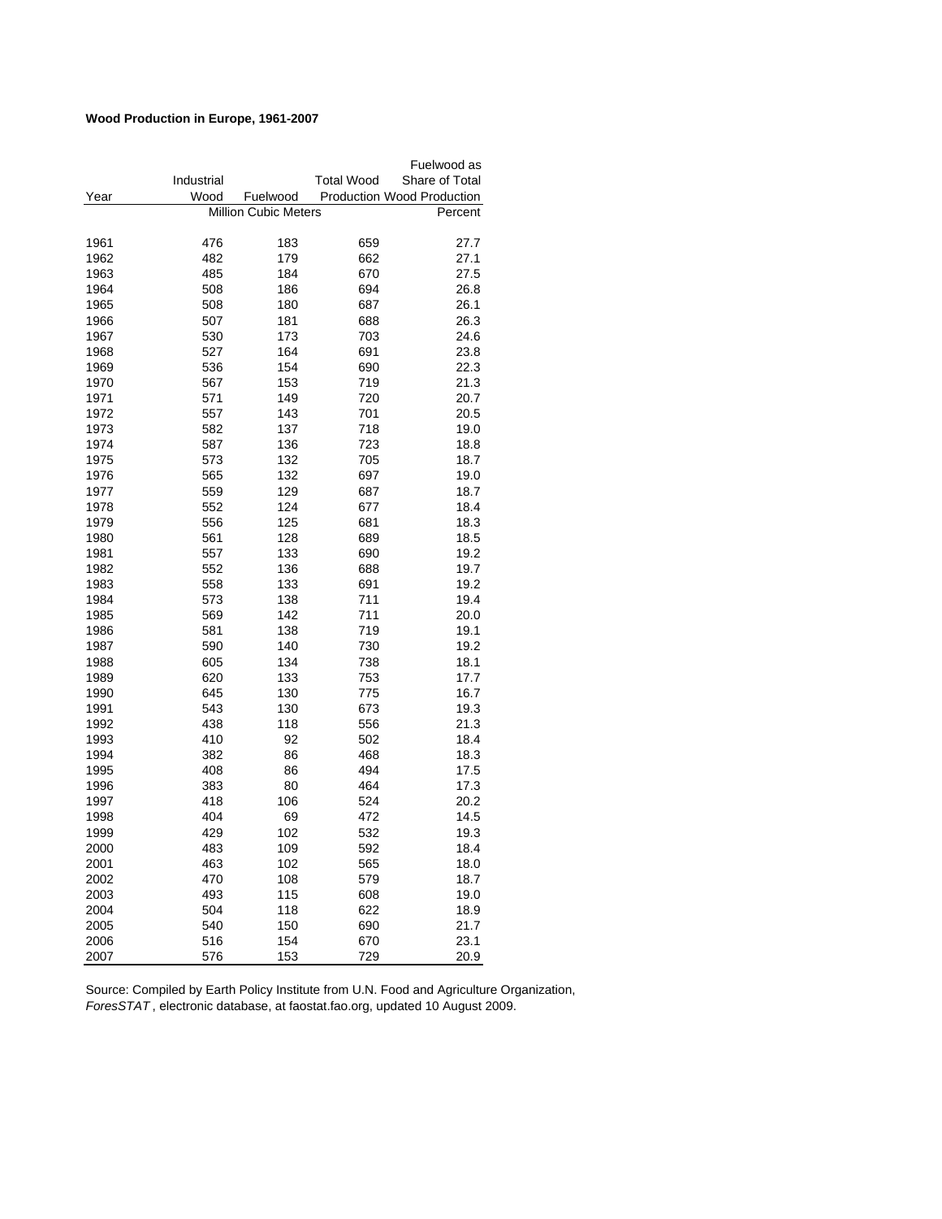**Wood Production in Europe, 1961-2007**

| Year | Industrial Wood | Fuelwood | Total Wood Production | Fuelwood as Share of Total Wood Production |
|---|---|---|---|---|
| | Million Cubic Meters | | | Percent |
| 1961 | 476 | 183 | 659 | 27.7 |
| 1962 | 482 | 179 | 662 | 27.1 |
| 1963 | 485 | 184 | 670 | 27.5 |
| 1964 | 508 | 186 | 694 | 26.8 |
| 1965 | 508 | 180 | 687 | 26.1 |
| 1966 | 507 | 181 | 688 | 26.3 |
| 1967 | 530 | 173 | 703 | 24.6 |
| 1968 | 527 | 164 | 691 | 23.8 |
| 1969 | 536 | 154 | 690 | 22.3 |
| 1970 | 567 | 153 | 719 | 21.3 |
| 1971 | 571 | 149 | 720 | 20.7 |
| 1972 | 557 | 143 | 701 | 20.5 |
| 1973 | 582 | 137 | 718 | 19.0 |
| 1974 | 587 | 136 | 723 | 18.8 |
| 1975 | 573 | 132 | 705 | 18.7 |
| 1976 | 565 | 132 | 697 | 19.0 |
| 1977 | 559 | 129 | 687 | 18.7 |
| 1978 | 552 | 124 | 677 | 18.4 |
| 1979 | 556 | 125 | 681 | 18.3 |
| 1980 | 561 | 128 | 689 | 18.5 |
| 1981 | 557 | 133 | 690 | 19.2 |
| 1982 | 552 | 136 | 688 | 19.7 |
| 1983 | 558 | 133 | 691 | 19.2 |
| 1984 | 573 | 138 | 711 | 19.4 |
| 1985 | 569 | 142 | 711 | 20.0 |
| 1986 | 581 | 138 | 719 | 19.1 |
| 1987 | 590 | 140 | 730 | 19.2 |
| 1988 | 605 | 134 | 738 | 18.1 |
| 1989 | 620 | 133 | 753 | 17.7 |
| 1990 | 645 | 130 | 775 | 16.7 |
| 1991 | 543 | 130 | 673 | 19.3 |
| 1992 | 438 | 118 | 556 | 21.3 |
| 1993 | 410 | 92 | 502 | 18.4 |
| 1994 | 382 | 86 | 468 | 18.3 |
| 1995 | 408 | 86 | 494 | 17.5 |
| 1996 | 383 | 80 | 464 | 17.3 |
| 1997 | 418 | 106 | 524 | 20.2 |
| 1998 | 404 | 69 | 472 | 14.5 |
| 1999 | 429 | 102 | 532 | 19.3 |
| 2000 | 483 | 109 | 592 | 18.4 |
| 2001 | 463 | 102 | 565 | 18.0 |
| 2002 | 470 | 108 | 579 | 18.7 |
| 2003 | 493 | 115 | 608 | 19.0 |
| 2004 | 504 | 118 | 622 | 18.9 |
| 2005 | 540 | 150 | 690 | 21.7 |
| 2006 | 516 | 154 | 670 | 23.1 |
| 2007 | 576 | 153 | 729 | 20.9 |

Source: Compiled by Earth Policy Institute from U.N. Food and Agriculture Organization, *ForesSTAT* , electronic database, at faostat.fao.org, updated 10 August 2009.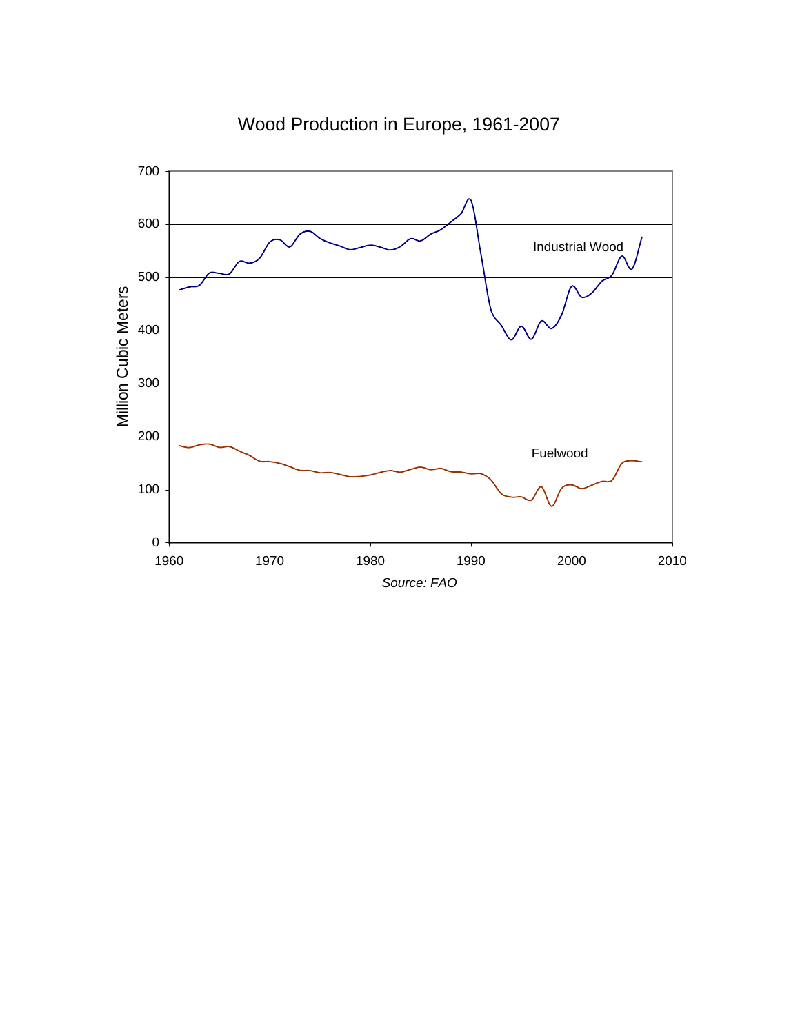Wood Production in Europe, 1961-2007

*Source: FAO*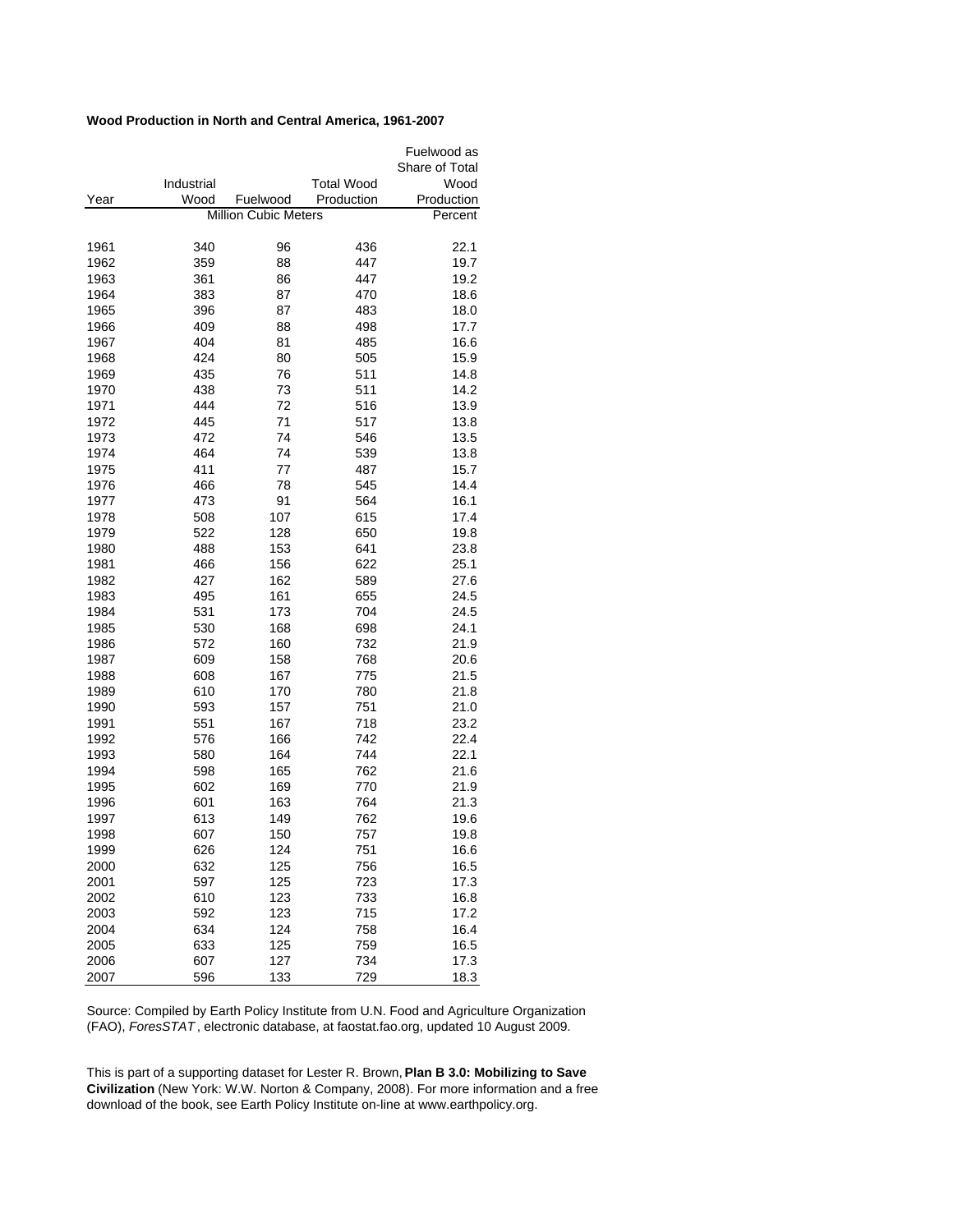**Wood Production in North and Central America, 1961-2007**

| Year | Industrial Wood | Fuelwood | Total Wood Production | Fuelwood as Share of Total Wood Production |
|---|---|---|---|---|
| | Million Cubic Meters | | | Percent |
| 1961 | 340 | 96 | 436 | 22.1 |
| 1962 | 359 | 88 | 447 | 19.7 |
| 1963 | 361 | 86 | 447 | 19.2 |
| 1964 | 383 | 87 | 470 | 18.6 |
| 1965 | 396 | 87 | 483 | 18.0 |
| 1966 | 409 | 88 | 498 | 17.7 |
| 1967 | 404 | 81 | 485 | 16.6 |
| 1968 | 424 | 80 | 505 | 15.9 |
| 1969 | 435 | 76 | 511 | 14.8 |
| 1970 | 438 | 73 | 511 | 14.2 |
| 1971 | 444 | 72 | 516 | 13.9 |
| 1972 | 445 | 71 | 517 | 13.8 |
| 1973 | 472 | 74 | 546 | 13.5 |
| 1974 | 464 | 74 | 539 | 13.8 |
| 1975 | 411 | 77 | 487 | 15.7 |
| 1976 | 466 | 78 | 545 | 14.4 |
| 1977 | 473 | 91 | 564 | 16.1 |
| 1978 | 508 | 107 | 615 | 17.4 |
| 1979 | 522 | 128 | 650 | 19.8 |
| 1980 | 488 | 153 | 641 | 23.8 |
| 1981 | 466 | 156 | 622 | 25.1 |
| 1982 | 427 | 162 | 589 | 27.6 |
| 1983 | 495 | 161 | 655 | 24.5 |
| 1984 | 531 | 173 | 704 | 24.5 |
| 1985 | 530 | 168 | 698 | 24.1 |
| 1986 | 572 | 160 | 732 | 21.9 |
| 1987 | 609 | 158 | 768 | 20.6 |
| 1988 | 608 | 167 | 775 | 21.5 |
| 1989 | 610 | 170 | 780 | 21.8 |
| 1990 | 593 | 157 | 751 | 21.0 |
| 1991 | 551 | 167 | 718 | 23.2 |
| 1992 | 576 | 166 | 742 | 22.4 |
| 1993 | 580 | 164 | 744 | 22.1 |
| 1994 | 598 | 165 | 762 | 21.6 |
| 1995 | 602 | 169 | 770 | 21.9 |
| 1996 | 601 | 163 | 764 | 21.3 |
| 1997 | 613 | 149 | 762 | 19.6 |
| 1998 | 607 | 150 | 757 | 19.8 |
| 1999 | 626 | 124 | 751 | 16.6 |
| 2000 | 632 | 125 | 756 | 16.5 |
| 2001 | 597 | 125 | 723 | 17.3 |
| 2002 | 610 | 123 | 733 | 16.8 |
| 2003 | 592 | 123 | 715 | 17.2 |
| 2004 | 634 | 124 | 758 | 16.4 |
| 2005 | 633 | 125 | 759 | 16.5 |
| 2006 | 607 | 127 | 734 | 17.3 |
| 2007 | 596 | 133 | 729 | 18.3 |

Source: Compiled by Earth Policy Institute from U.N. Food and Agriculture Organization (FAO), *ForesSTAT*, electronic database, at faostat.fao.org, updated 10 August 2009.

This is part of a supporting dataset for Lester R. Brown, **Plan B 3.0: Mobilizing to Save Civilization** (New York: W.W. Norton & Company, 2008). For more information and a free download of the book, see Earth Policy Institute on-line at www.earthpolicy.org.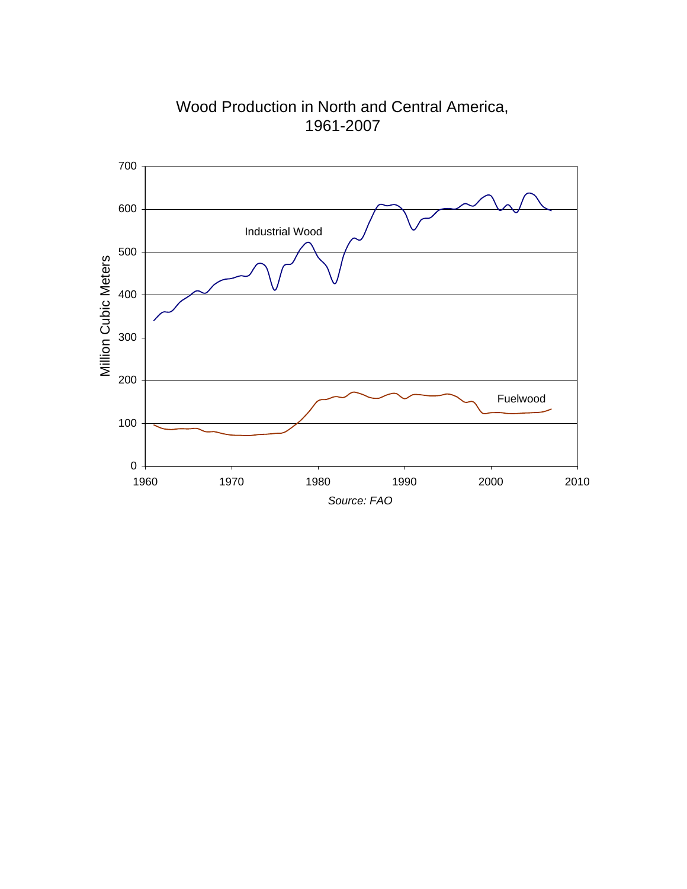Wood Production in North and Central America, 1961-2007

Million Cubic Meters

Industrial Wood

Fuelwood

Source: FAO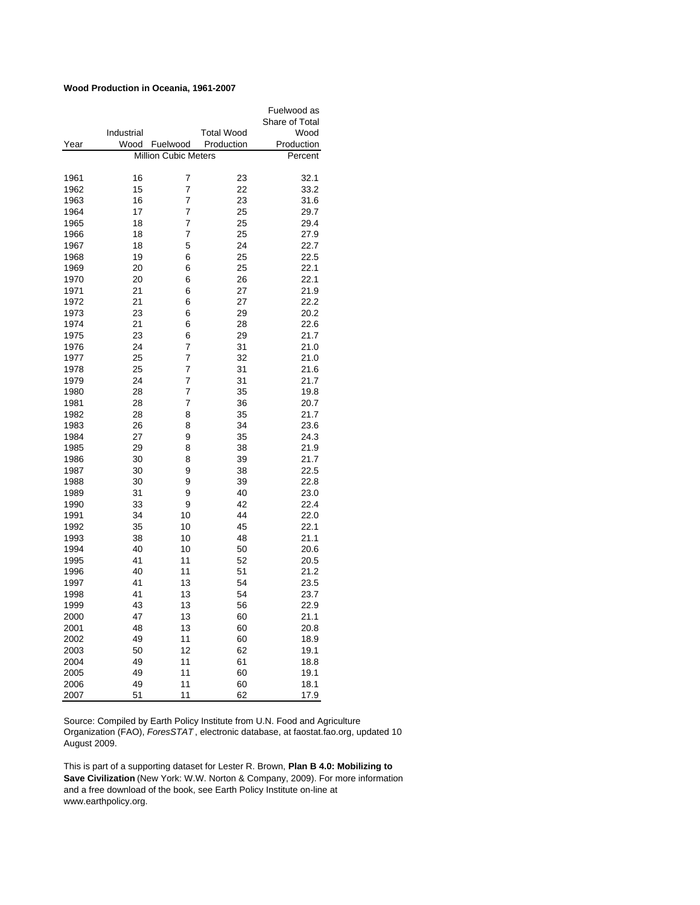**Wood Production in Oceania, 1961-2007**

| Year | Industrial Wood | Fuelwood | Total Wood Production | Fuelwood as Share of Total Wood Production |
|---|---|---|---|---|
| | Million Cubic Meters | | | Percent |
| 1961 | 16 | 7 | 23 | 32.1 |
| 1962 | 15 | 7 | 22 | 33.2 |
| 1963 | 16 | 7 | 23 | 31.6 |
| 1964 | 17 | 7 | 25 | 29.7 |
| 1965 | 18 | 7 | 25 | 29.4 |
| 1966 | 18 | 7 | 25 | 27.9 |
| 1967 | 18 | 5 | 24 | 22.7 |
| 1968 | 19 | 6 | 25 | 22.5 |
| 1969 | 20 | 6 | 25 | 22.1 |
| 1970 | 20 | 6 | 26 | 22.1 |
| 1971 | 21 | 6 | 27 | 21.9 |
| 1972 | 21 | 6 | 27 | 22.2 |
| 1973 | 23 | 6 | 29 | 20.2 |
| 1974 | 21 | 6 | 28 | 22.6 |
| 1975 | 23 | 6 | 29 | 21.7 |
| 1976 | 24 | 7 | 31 | 21.0 |
| 1977 | 25 | 7 | 32 | 21.0 |
| 1978 | 25 | 7 | 31 | 21.6 |
| 1979 | 24 | 7 | 31 | 21.7 |
| 1980 | 28 | 7 | 35 | 19.8 |
| 1981 | 28 | 7 | 36 | 20.7 |
| 1982 | 28 | 8 | 35 | 21.7 |
| 1983 | 26 | 8 | 34 | 23.6 |
| 1984 | 27 | 9 | 35 | 24.3 |
| 1985 | 29 | 8 | 38 | 21.9 |
| 1986 | 30 | 8 | 39 | 21.7 |
| 1987 | 30 | 9 | 38 | 22.5 |
| 1988 | 30 | 9 | 39 | 22.8 |
| 1989 | 31 | 9 | 40 | 23.0 |
| 1990 | 33 | 9 | 42 | 22.4 |
| 1991 | 34 | 10 | 44 | 22.0 |
| 1992 | 35 | 10 | 45 | 22.1 |
| 1993 | 38 | 10 | 48 | 21.1 |
| 1994 | 40 | 10 | 50 | 20.6 |
| 1995 | 41 | 11 | 52 | 20.5 |
| 1996 | 40 | 11 | 51 | 21.2 |
| 1997 | 41 | 13 | 54 | 23.5 |
| 1998 | 41 | 13 | 54 | 23.7 |
| 1999 | 43 | 13 | 56 | 22.9 |
| 2000 | 47 | 13 | 60 | 21.1 |
| 2001 | 48 | 13 | 60 | 20.8 |
| 2002 | 49 | 11 | 60 | 18.9 |
| 2003 | 50 | 12 | 62 | 19.1 |
| 2004 | 49 | 11 | 61 | 18.8 |
| 2005 | 49 | 11 | 60 | 19.1 |
| 2006 | 49 | 11 | 60 | 18.1 |
| 2007 | 51 | 11 | 62 | 17.9 |

Source: Compiled by Earth Policy Institute from U.N. Food and Agriculture Organization (FAO), *ForesSTAT*, electronic database, at faostat.fao.org, updated 10 August 2009.

This is part of a supporting dataset for Lester R. Brown, **Plan B 4.0: Mobilizing to Save Civilization** (New York: W.W. Norton & Company, 2009). For more information and a free download of the book, see Earth Policy Institute on-line at www.earthpolicy.org.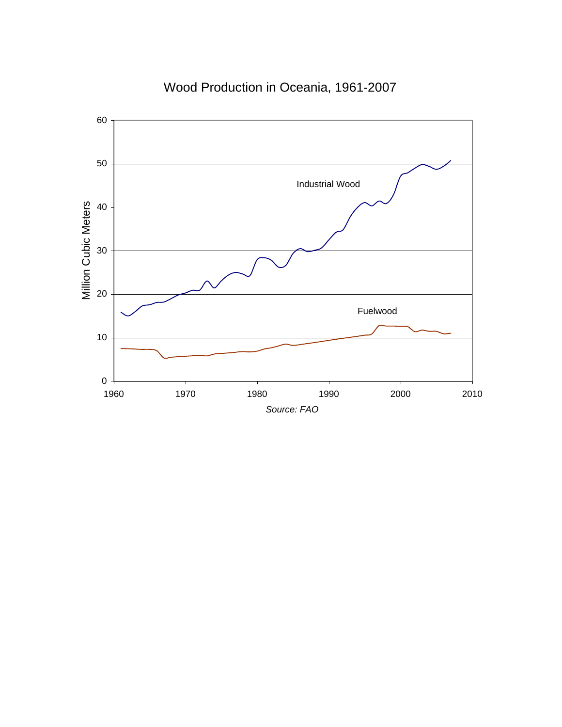Wood Production in Oceania, 1961-2007

*Source: FAO*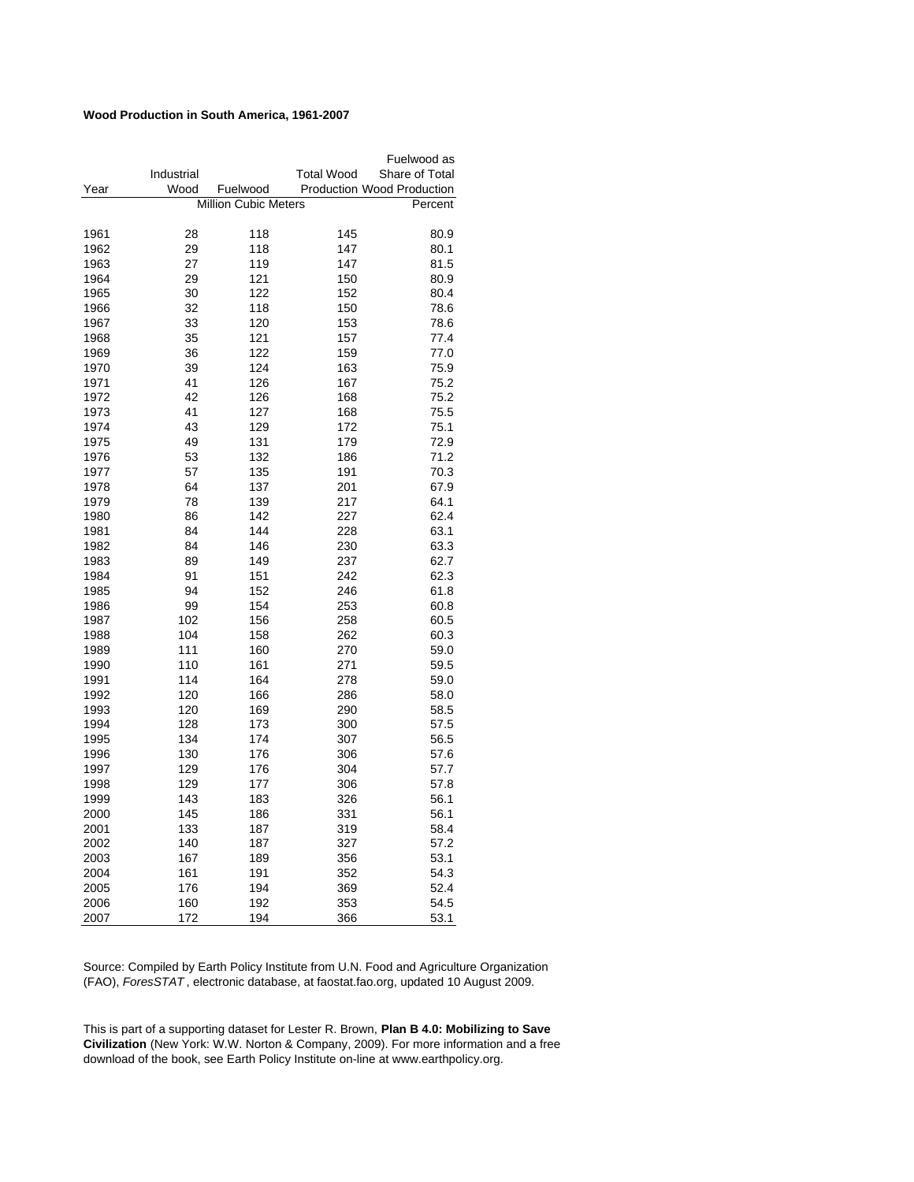**Wood Production in South America, 1961-2007**

| Year | Industrial Wood | Fuelwood | Total Wood Production | Fuelwood as Share of Total Wood Production |
|---|---|---|---|---|
| | Million Cubic Meters | | | Percent |
| 1961 | 28 | 118 | 145 | 80.9 |
| 1962 | 29 | 118 | 147 | 80.1 |
| 1963 | 27 | 119 | 147 | 81.5 |
| 1964 | 29 | 121 | 150 | 80.9 |
| 1965 | 30 | 122 | 152 | 80.4 |
| 1966 | 32 | 118 | 150 | 78.6 |
| 1967 | 33 | 120 | 153 | 78.6 |
| 1968 | 35 | 121 | 157 | 77.4 |
| 1969 | 36 | 122 | 159 | 77.0 |
| 1970 | 39 | 124 | 163 | 75.9 |
| 1971 | 41 | 126 | 167 | 75.2 |
| 1972 | 42 | 126 | 168 | 75.2 |
| 1973 | 41 | 127 | 168 | 75.5 |
| 1974 | 43 | 129 | 172 | 75.1 |
| 1975 | 49 | 131 | 179 | 72.9 |
| 1976 | 53 | 132 | 186 | 71.2 |
| 1977 | 57 | 135 | 191 | 70.3 |
| 1978 | 64 | 137 | 201 | 67.9 |
| 1979 | 78 | 139 | 217 | 64.1 |
| 1980 | 86 | 142 | 227 | 62.4 |
| 1981 | 84 | 144 | 228 | 63.1 |
| 1982 | 84 | 146 | 230 | 63.3 |
| 1983 | 89 | 149 | 237 | 62.7 |
| 1984 | 91 | 151 | 242 | 62.3 |
| 1985 | 94 | 152 | 246 | 61.8 |
| 1986 | 99 | 154 | 253 | 60.8 |
| 1987 | 102 | 156 | 258 | 60.5 |
| 1988 | 104 | 158 | 262 | 60.3 |
| 1989 | 111 | 160 | 270 | 59.0 |
| 1990 | 110 | 161 | 271 | 59.5 |
| 1991 | 114 | 164 | 278 | 59.0 |
| 1992 | 120 | 166 | 286 | 58.0 |
| 1993 | 120 | 169 | 290 | 58.5 |
| 1994 | 128 | 173 | 300 | 57.5 |
| 1995 | 134 | 174 | 307 | 56.5 |
| 1996 | 130 | 176 | 306 | 57.6 |
| 1997 | 129 | 176 | 304 | 57.7 |
| 1998 | 129 | 177 | 306 | 57.8 |
| 1999 | 143 | 183 | 326 | 56.1 |
| 2000 | 145 | 186 | 331 | 56.1 |
| 2001 | 133 | 187 | 319 | 58.4 |
| 2002 | 140 | 187 | 327 | 57.2 |
| 2003 | 167 | 189 | 356 | 53.1 |
| 2004 | 161 | 191 | 352 | 54.3 |
| 2005 | 176 | 194 | 369 | 52.4 |
| 2006 | 160 | 192 | 353 | 54.5 |
| 2007 | 172 | 194 | 366 | 53.1 |

Source: Compiled by Earth Policy Institute from U.N. Food and Agriculture Organization (FAO), *ForesSTAT* , electronic database, at faostat.fao.org, updated 10 August 2009.

This is part of a supporting dataset for Lester R. Brown, **Plan B 4.0: Mobilizing to Save Civilization** (New York: W.W. Norton & Company, 2009). For more information and a free download of the book, see Earth Policy Institute on-line at www.earthpolicy.org.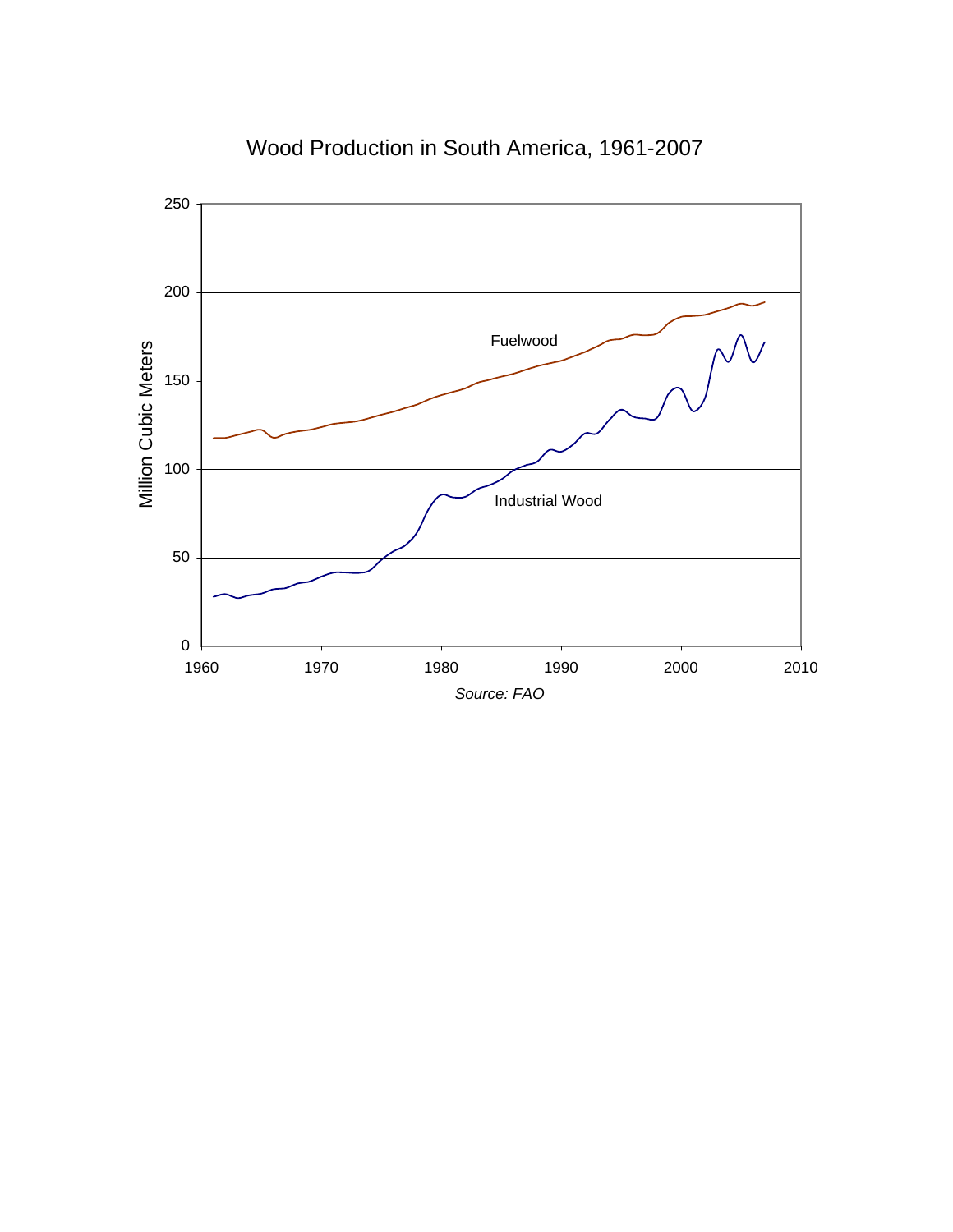Wood Production in South America, 1961-2007

Million Cubic Meters

Fuelwood

Industrial Wood

Source: FAO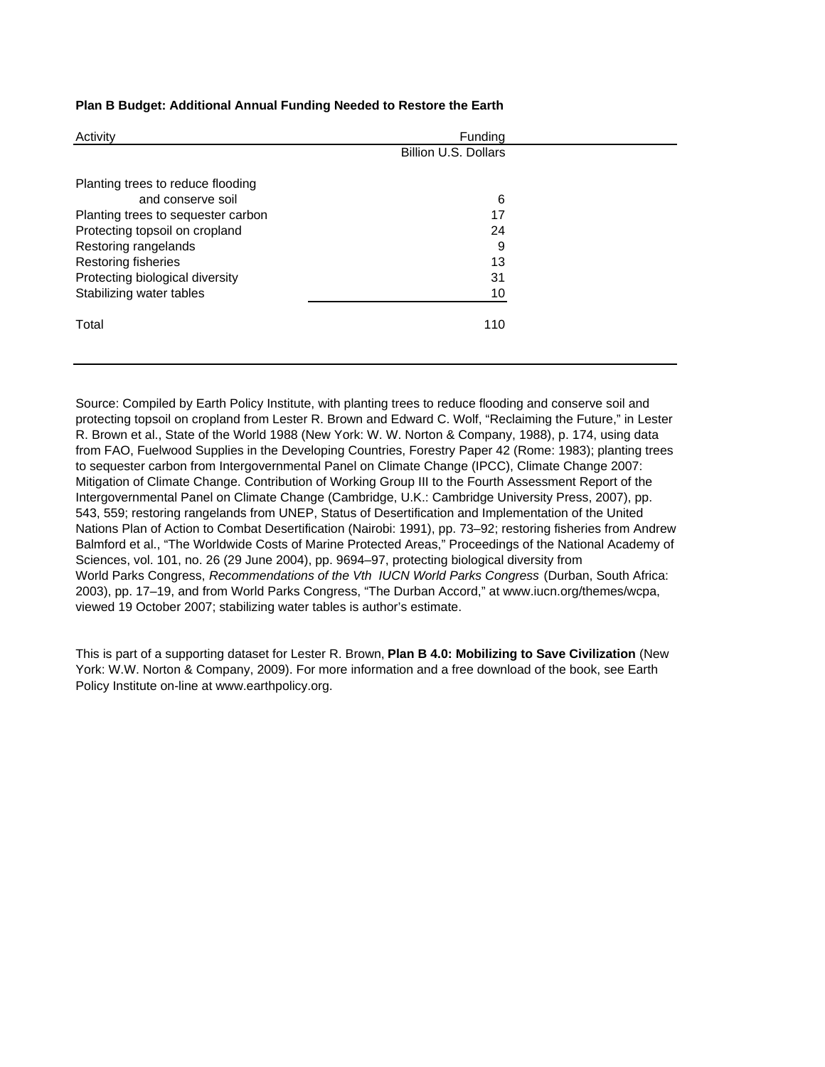**Plan B Budget: Additional Annual Funding Needed to Restore the Earth**

| Activity | Funding |
| --- | --- |
| | Billion U.S. Dollars |
| Planting trees to reduce flooding and conserve soil | 6 |
| Planting trees to sequester carbon | 17 |
| Protecting topsoil on cropland | 24 |
| Restoring rangelands | 9 |
| Restoring fisheries | 13 |
| Protecting biological diversity | 31 |
| Stabilizing water tables | 10 |
| Total | 110 |

Source: Compiled by Earth Policy Institute, with planting trees to reduce flooding and conserve soil and protecting topsoil on cropland from Lester R. Brown and Edward C. Wolf, “Reclaiming the Future,” in Lester R. Brown et al., State of the World 1988 (New York: W. W. Norton & Company, 1988), p. 174, using data from FAO, Fuelwood Supplies in the Developing Countries, Forestry Paper 42 (Rome: 1983); planting trees to sequester carbon from Intergovernmental Panel on Climate Change (IPCC), Climate Change 2007: Mitigation of Climate Change. Contribution of Working Group III to the Fourth Assessment Report of the Intergovernmental Panel on Climate Change (Cambridge, U.K.: Cambridge University Press, 2007), pp. 543, 559; restoring rangelands from UNEP, Status of Desertification and Implementation of the United Nations Plan of Action to Combat Desertification (Nairobi: 1991), pp. 73–92; restoring fisheries from Andrew Balmford et al., “The Worldwide Costs of Marine Protected Areas,” Proceedings of the National Academy of Sciences, vol. 101, no. 26 (29 June 2004), pp. 9694–97, protecting biological diversity from World Parks Congress, *Recommendations of the Vth IUCN World Parks Congress* (Durban, South Africa: 2003), pp. 17–19, and from World Parks Congress, “The Durban Accord,” at www.iucn.org/themes/wcpa, viewed 19 October 2007; stabilizing water tables is author’s estimate.

This is part of a supporting dataset for Lester R. Brown, **Plan B 4.0: Mobilizing to Save Civilization** (New York: W.W. Norton & Company, 2009). For more information and a free download of the book, see Earth Policy Institute on-line at www.earthpolicy.org.